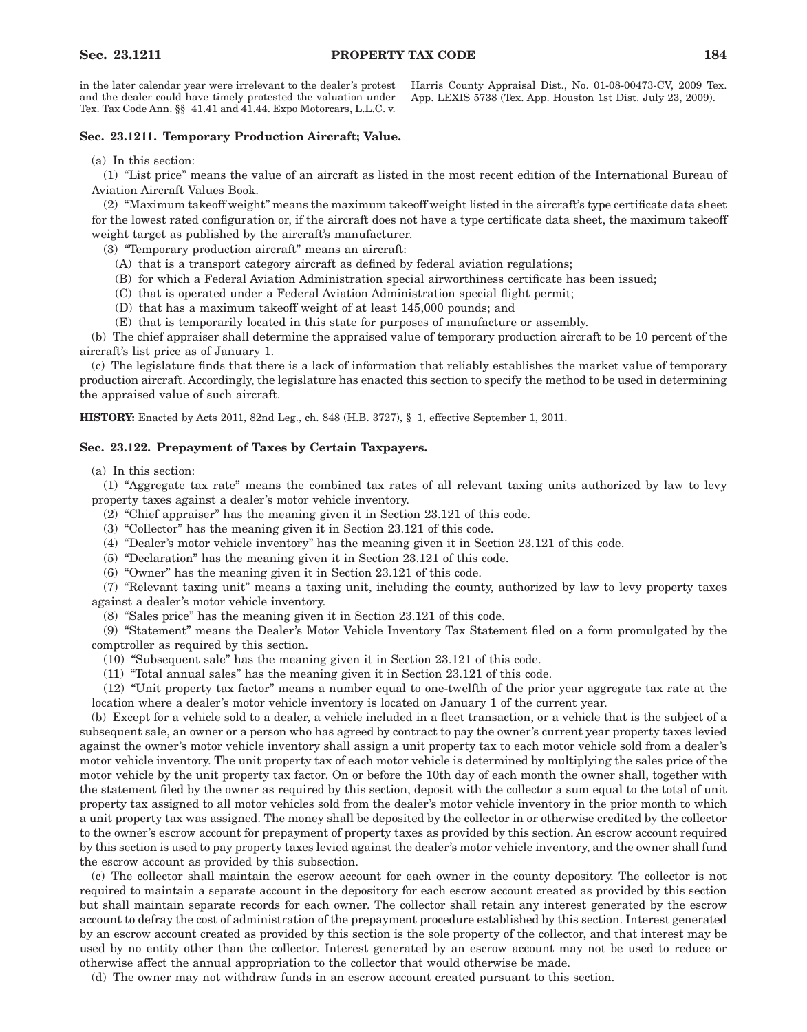in the later calendar year were irrelevant to the dealer's protest and the dealer could have timely protested the valuation under Tex. Tax Code Ann. §§ 41.41 and 41.44. Expo Motorcars, L.L.C. v. Harris County Appraisal Dist., No. 01-08-00473-CV, 2009 Tex. App. LEXIS 5738 (Tex. App. Houston 1st Dist. July 23, 2009).

### Sec. 23.1211. Temporary Production Aircraft; Value.

(a) In this section:

(1) "List price" means the value of an aircraft as listed in the most recent edition of the International Bureau of Aviation Aircraft Values Book.

(2) "Maximum takeoff weight" means the maximum takeoff weight listed in the aircraft's type certificate data sheet for the lowest rated configuration or, if the aircraft does not have a type certificate data sheet, the maximum takeoff weight target as published by the aircraft's manufacturer.

(3) "Temporary production aircraft" means an aircraft:

(A) that is a transport category aircraft as defined by federal aviation regulations;

(B) for which a Federal Aviation Administration special airworthiness certificate has been issued;

(C) that is operated under a Federal Aviation Administration special flight permit;

(D) that has a maximum takeoff weight of at least 145,000 pounds; and

(E) that is temporarily located in this state for purposes of manufacture or assembly.

(b) The chief appraiser shall determine the appraised value of temporary production aircraft to be 10 percent of the aircraft's list price as of January 1.

(c) The legislature finds that there is a lack of information that reliably establishes the market value of temporary production aircraft. Accordingly, the legislature has enacted this section to specify the method to be used in determining the appraised value of such aircraft.

**HISTORY:** Enacted by Acts 2011, 82nd Leg., ch. 848 (H.B. 3727), § 1, effective September 1, 2011.

### Sec. 23.122. Prepayment of Taxes by Certain Taxpayers.

(a) In this section:

(1) "Aggregate tax rate" means the combined tax rates of all relevant taxing units authorized by law to levy property taxes against a dealer's motor vehicle inventory.

(2) "Chief appraiser" has the meaning given it in Section 23.121 of this code.

(3) "Collector" has the meaning given it in Section 23.121 of this code.

(4) "Dealer's motor vehicle inventory" has the meaning given it in Section 23.121 of this code.

(5) "Declaration" has the meaning given it in Section 23.121 of this code.

(6) "Owner" has the meaning given it in Section 23.121 of this code.

(7) "Relevant taxing unit" means a taxing unit, including the county, authorized by law to levy property taxes against a dealer's motor vehicle inventory.

(8) "Sales price" has the meaning given it in Section 23.121 of this code.

(9) "Statement" means the Dealer's Motor Vehicle Inventory Tax Statement filed on a form promulgated by the comptroller as required by this section.

(10) "Subsequent sale" has the meaning given it in Section 23.121 of this code.

(11) "Total annual sales" has the meaning given it in Section 23.121 of this code.

(12) "Unit property tax factor" means a number equal to one-twelfth of the prior year aggregate tax rate at the location where a dealer's motor vehicle inventory is located on January 1 of the current year.

(b) Except for a vehicle sold to a dealer, a vehicle included in a fleet transaction, or a vehicle that is the subject of a subsequent sale, an owner or a person who has agreed by contract to pay the owner's current year property taxes levied against the owner's motor vehicle inventory shall assign a unit property tax to each motor vehicle sold from a dealer's motor vehicle inventory. The unit property tax of each motor vehicle is determined by multiplying the sales price of the motor vehicle by the unit property tax factor. On or before the 10th day of each month the owner shall, together with the statement filed by the owner as required by this section, deposit with the collector a sum equal to the total of unit property tax assigned to all motor vehicles sold from the dealer's motor vehicle inventory in the prior month to which a unit property tax was assigned. The money shall be deposited by the collector in or otherwise credited by the collector to the owner's escrow account for prepayment of property taxes as provided by this section. An escrow account required by this section is used to pay property taxes levied against the dealer's motor vehicle inventory, and the owner shall fund the escrow account as provided by this subsection.

(c) The collector shall maintain the escrow account for each owner in the county depository. The collector is not required to maintain a separate account in the depository for each escrow account created as provided by this section but shall maintain separate records for each owner. The collector shall retain any interest generated by the escrow account to defray the cost of administration of the prepayment procedure established by this section. Interest generated by an escrow account created as provided by this section is the sole property of the collector, and that interest may be used by no entity other than the collector. Interest generated by an escrow account may not be used to reduce or otherwise affect the annual appropriation to the collector that would otherwise be made.

(d) The owner may not withdraw funds in an escrow account created pursuant to this section.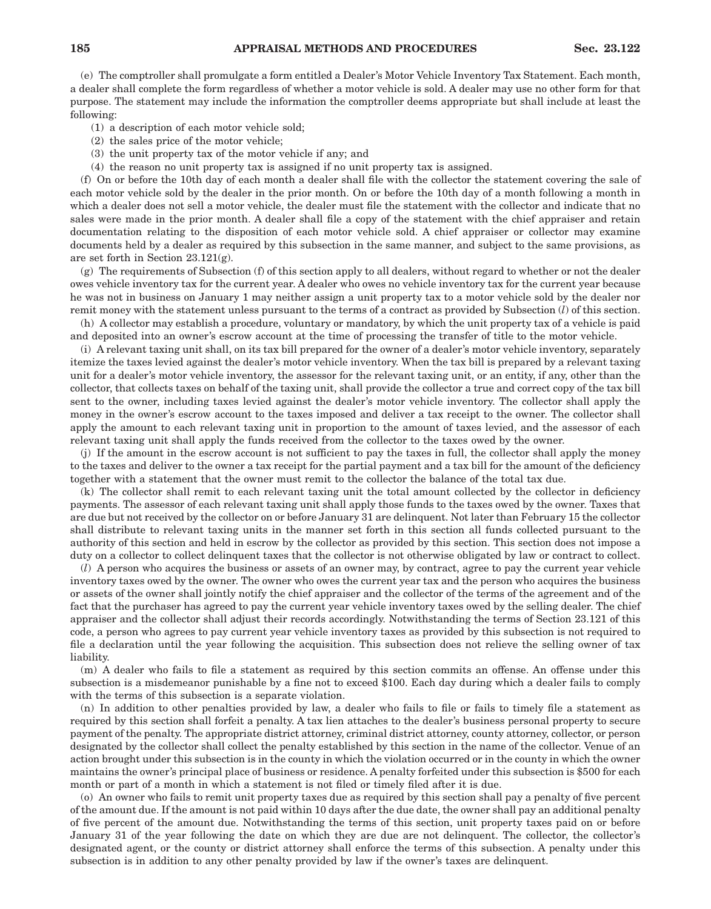(e) The comptroller shall promulgate a form entitled a Dealer's Motor Vehicle Inventory Tax Statement. Each month, a dealer shall complete the form regardless of whether a motor vehicle is sold. A dealer may use no other form for that purpose. The statement may include the information the comptroller deems appropriate but shall include at least the following:

(1) a description of each motor vehicle sold;

(2) the sales price of the motor vehicle;

(3) the unit property tax of the motor vehicle if any; and

(4) the reason no unit property tax is assigned if no unit property tax is assigned.

(f) On or before the 10th day of each month a dealer shall file with the collector the statement covering the sale of each motor vehicle sold by the dealer in the prior month. On or before the 10th day of a month following a month in which a dealer does not sell a motor vehicle, the dealer must file the statement with the collector and indicate that no sales were made in the prior month. A dealer shall file a copy of the statement with the chief appraiser and retain documentation relating to the disposition of each motor vehicle sold. A chief appraiser or collector may examine documents held by a dealer as required by this subsection in the same manner, and subject to the same provisions, as are set forth in Section 23.121(g).

(g) The requirements of Subsection (f) of this section apply to all dealers, without regard to whether or not the dealer owes vehicle inventory tax for the current year. A dealer who owes no vehicle inventory tax for the current year because he was not in business on January 1 may neither assign a unit property tax to a motor vehicle sold by the dealer nor remit money with the statement unless pursuant to the terms of a contract as provided by Subsection (*l*) of this section.

(h) A collector may establish a procedure, voluntary or mandatory, by which the unit property tax of a vehicle is paid and deposited into an owner's escrow account at the time of processing the transfer of title to the motor vehicle.

(i) A relevant taxing unit shall, on its tax bill prepared for the owner of a dealer's motor vehicle inventory, separately itemize the taxes levied against the dealer's motor vehicle inventory. When the tax bill is prepared by a relevant taxing unit for a dealer's motor vehicle inventory, the assessor for the relevant taxing unit, or an entity, if any, other than the collector, that collects taxes on behalf of the taxing unit, shall provide the collector a true and correct copy of the tax bill sent to the owner, including taxes levied against the dealer's motor vehicle inventory. The collector shall apply the money in the owner's escrow account to the taxes imposed and deliver a tax receipt to the owner. The collector shall apply the amount to each relevant taxing unit in proportion to the amount of taxes levied, and the assessor of each relevant taxing unit shall apply the funds received from the collector to the taxes owed by the owner.

(j) If the amount in the escrow account is not sufficient to pay the taxes in full, the collector shall apply the money to the taxes and deliver to the owner a tax receipt for the partial payment and a tax bill for the amount of the deficiency together with a statement that the owner must remit to the collector the balance of the total tax due.

(k) The collector shall remit to each relevant taxing unit the total amount collected by the collector in deficiency payments. The assessor of each relevant taxing unit shall apply those funds to the taxes owed by the owner. Taxes that are due but not received by the collector on or before January 31 are delinquent. Not later than February 15 the collector shall distribute to relevant taxing units in the manner set forth in this section all funds collected pursuant to the authority of this section and held in escrow by the collector as provided by this section. This section does not impose a duty on a collector to collect delinquent taxes that the collector is not otherwise obligated by law or contract to collect.

(*l*) A person who acquires the business or assets of an owner may, by contract, agree to pay the current year vehicle inventory taxes owed by the owner. The owner who owes the current year tax and the person who acquires the business or assets of the owner shall jointly notify the chief appraiser and the collector of the terms of the agreement and of the fact that the purchaser has agreed to pay the current year vehicle inventory taxes owed by the selling dealer. The chief appraiser and the collector shall adjust their records accordingly. Notwithstanding the terms of Section 23.121 of this code, a person who agrees to pay current year vehicle inventory taxes as provided by this subsection is not required to file a declaration until the year following the acquisition. This subsection does not relieve the selling owner of tax liability.

(m) A dealer who fails to file a statement as required by this section commits an offense. An offense under this subsection is a misdemeanor punishable by a fine not to exceed $100. Each day during which a dealer fails to comply with the terms of this subsection is a separate violation.

(n) In addition to other penalties provided by law, a dealer who fails to file or fails to timely file a statement as required by this section shall forfeit a penalty. A tax lien attaches to the dealer's business personal property to secure payment of the penalty. The appropriate district attorney, criminal district attorney, county attorney, collector, or person designated by the collector shall collect the penalty established by this section in the name of the collector. Venue of an action brought under this subsection is in the county in which the violation occurred or in the county in which the owner maintains the owner's principal place of business or residence. A penalty forfeited under this subsection is $500 for each month or part of a month in which a statement is not filed or timely filed after it is due.

(o) An owner who fails to remit unit property taxes due as required by this section shall pay a penalty of five percent of the amount due. If the amount is not paid within 10 days after the due date, the owner shall pay an additional penalty of five percent of the amount due. Notwithstanding the terms of this section, unit property taxes paid on or before January 31 of the year following the date on which they are due are not delinquent. The collector, the collector's designated agent, or the county or district attorney shall enforce the terms of this subsection. A penalty under this subsection is in addition to any other penalty provided by law if the owner's taxes are delinquent.